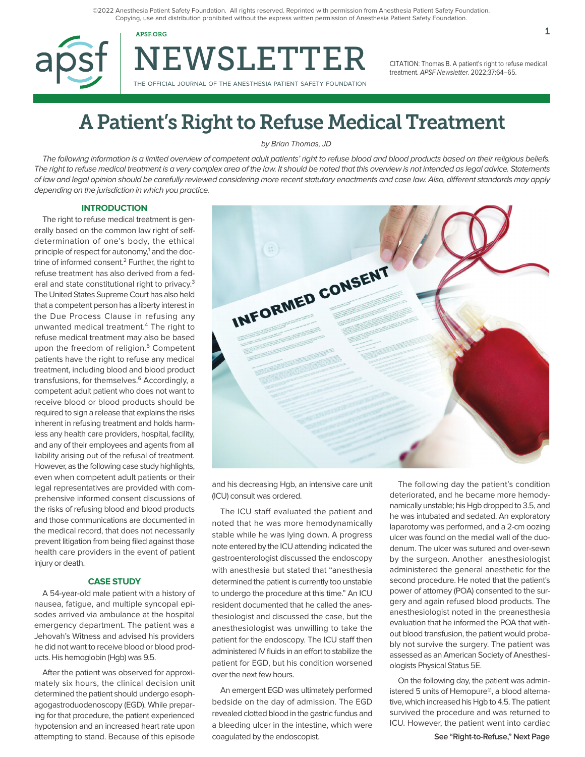©2022 Anesthesia Patient Safety Foundation. All rights reserved. Reprinted with permission from Anesthesia Patient Safety Foundation. Copying, use and distribution prohibited without the express written permission of Anesthesia Patient Safety Foundation.

CITATION: Thomas B. A patient's right to refuse medical treatment. *APSF Newsletter*. 2022;37:64–65.

# A Patient's Right to Refuse Medical Treatment

*by Brian Thomas, JD*

*The following information is a limited overview of competent adult patients' right to refuse blood and blood products based on their religious beliefs. The right to refuse medical treatment is a very complex area of the law. It should be noted that this overview is not intended as legal advice. Statements of law and legal opinion should be carefully reviewed considering more recent statutory enactments and case law. Also, different standards may apply depending on the jurisdiction in which you practice.*

## INTRODUCTION

The right to refuse medical treatment is generally based on the common law right of self-determination of one's body, the ethical principle of respect for autonomy,[1] and the doctrine of informed consent.[2] Further, the right to refuse treatment has also derived from a federal and state constitutional right to privacy.[3] The United States Supreme Court has also held that a competent person has a liberty interest in the Due Process Clause in refusing any unwanted medical treatment.[4] The right to refuse medical treatment may also be based upon the freedom of religion.[5] Competent patients have the right to refuse any medical treatment, including blood and blood product transfusions, for themselves.[6] Accordingly, a competent adult patient who does not want to receive blood or blood products should be required to sign a release that explains the risks inherent in refusing treatment and holds harmless any health care providers, hospital, facility, and any of their employees and agents from all liability arising out of the refusal of treatment. However, as the following case study highlights, even when competent adult patients or their legal representatives are provided with comprehensive informed consent discussions of the risks of refusing blood and blood products and those communications are documented in the medical record, that does not necessarily prevent litigation from being filed against those health care providers in the event of patient injury or death.

## CASE STUDY

A 54-year-old male patient with a history of nausea, fatigue, and multiple syncopal episodes arrived via ambulance at the hospital emergency department. The patient was a Jehovah's Witness and advised his providers he did not want to receive blood or blood products. His hemoglobin (Hgb) was 9.5.

After the patient was observed for approximately six hours, the clinical decision unit determined the patient should undergo esophagogastroduodenoscopy (EGD). While preparing for that procedure, the patient experienced hypotension and an increased heart rate upon attempting to stand. Because of this episode and his decreasing Hgb, an intensive care unit (ICU) consult was ordered.

The ICU staff evaluated the patient and noted that he was more hemodynamically stable while he was lying down. A progress note entered by the ICU attending indicated the gastroenterologist discussed the endoscopy with anesthesia but stated that "anesthesia determined the patient is currently too unstable to undergo the procedure at this time." An ICU resident documented that he called the anesthesiologist and discussed the case, but the anesthesiologist was unwilling to take the patient for the endoscopy. The ICU staff then administered IV fluids in an effort to stabilize the patient for EGD, but his condition worsened over the next few hours.

An emergent EGD was ultimately performed bedside on the day of admission. The EGD revealed clotted blood in the gastric fundus and a bleeding ulcer in the intestine, which were coagulated by the endoscopist.

The following day the patient's condition deteriorated, and he became more hemodynamically unstable; his Hgb dropped to 3.5, and he was intubated and sedated. An exploratory laparotomy was performed, and a 2-cm oozing ulcer was found on the medial wall of the duodenum. The ulcer was sutured and over-sewn by the surgeon. Another anesthesiologist administered the general anesthetic for the second procedure. He noted that the patient's power of attorney (POA) consented to the surgery and again refused blood products. The anesthesiologist noted in the preanesthesia evaluation that he informed the POA that without blood transfusion, the patient would probably not survive the surgery. The patient was assessed as an American Society of Anesthesiologists Physical Status 5E.

On the following day, the patient was administered 5 units of Hemopure®, a blood alternative, which increased his Hgb to 4.5. The patient survived the procedure and was returned to ICU. However, the patient went into cardiac

See "Right-to-Refuse," Next Page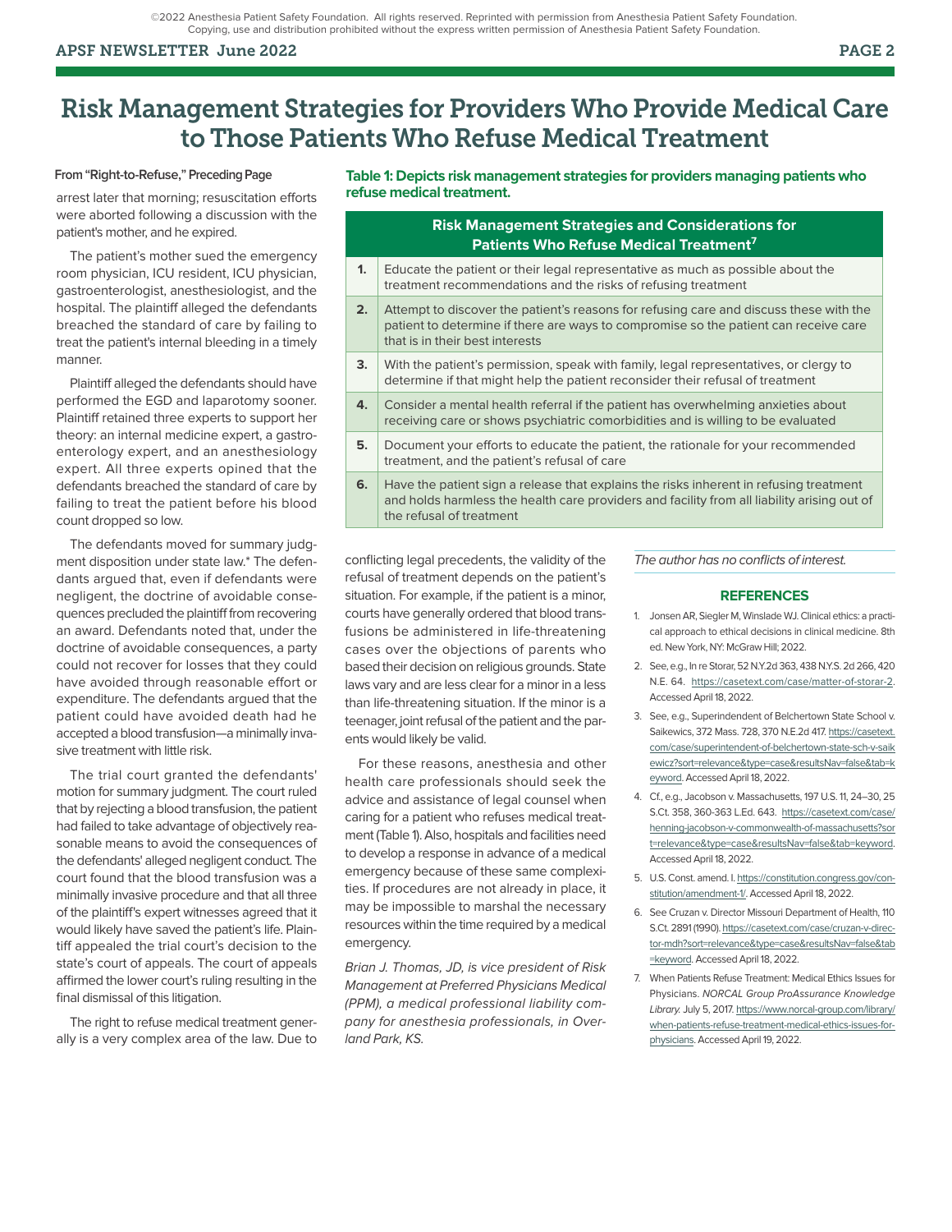# Risk Management Strategies for Providers Who Provide Medical Care to Those Patients Who Refuse Medical Treatment

From "Right-to-Refuse," Preceding Page

arrest later that morning; resuscitation efforts were aborted following a discussion with the patient's mother, and he expired.

The patient's mother sued the emergency room physician, ICU resident, ICU physician, gastroenterologist, anesthesiologist, and the hospital. The plaintiff alleged the defendants breached the standard of care by failing to treat the patient's internal bleeding in a timely manner.

Plaintiff alleged the defendants should have performed the EGD and laparotomy sooner. Plaintiff retained three experts to support her theory: an internal medicine expert, a gastroenterology expert, and an anesthesiology expert. All three experts opined that the defendants breached the standard of care by failing to treat the patient before his blood count dropped so low.

The defendants moved for summary judgment disposition under state law.* The defendants argued that, even if defendants were negligent, the doctrine of avoidable consequences precluded the plaintiff from recovering an award. Defendants noted that, under the doctrine of avoidable consequences, a party could not recover for losses that they could have avoided through reasonable effort or expenditure. The defendants argued that the patient could have avoided death had he accepted a blood transfusion—a minimally invasive treatment with little risk.

The trial court granted the defendants' motion for summary judgment. The court ruled that by rejecting a blood transfusion, the patient had failed to take advantage of objectively reasonable means to avoid the consequences of the defendants' alleged negligent conduct. The court found that the blood transfusion was a minimally invasive procedure and that all three of the plaintiff's expert witnesses agreed that it would likely have saved the patient's life. Plaintiff appealed the trial court's decision to the state's court of appeals. The court of appeals affirmed the lower court's ruling resulting in the final dismissal of this litigation.

The right to refuse medical treatment generally is a very complex area of the law. Due to conflicting legal precedents, the validity of the refusal of treatment depends on the patient's situation. For example, if the patient is a minor, courts have generally ordered that blood transfusions be administered in life-threatening cases over the objections of parents who based their decision on religious grounds. State laws vary and are less clear for a minor in a less than life-threatening situation. If the minor is a teenager, joint refusal of the patient and the parents would likely be valid.

For these reasons, anesthesia and other health care professionals should seek the advice and assistance of legal counsel when caring for a patient who refuses medical treatment (Table 1). Also, hospitals and facilities need to develop a response in advance of a medical emergency because of these same complexities. If procedures are not already in place, it may be impossible to marshal the necessary resources within the time required by a medical emergency.

**Table 1: Depicts risk management strategies for providers managing patients who refuse medical treatment.**

| Risk Management Strategies and Considerations for Patients Who Refuse Medical Treatment[7] | |
|---|---|
| **1.** | Educate the patient or their legal representative as much as possible about the treatment recommendations and the risks of refusing treatment |
| **2.** | Attempt to discover the patient's reasons for refusing care and discuss these with the patient to determine if there are ways to compromise so the patient can receive care that is in their best interests |
| **3.** | With the patient's permission, speak with family, legal representatives, or clergy to determine if that might help the patient reconsider their refusal of treatment |
| **4.** | Consider a mental health referral if the patient has overwhelming anxieties about receiving care or shows psychiatric comorbidities and is willing to be evaluated |
| **5.** | Document your efforts to educate the patient, the rationale for your recommended treatment, and the patient's refusal of care |
| **6.** | Have the patient sign a release that explains the risks inherent in refusing treatment and holds harmless the health care providers and facility from all liability arising out of the refusal of treatment |

*Brian J. Thomas, JD, is vice president of Risk Management at Preferred Physicians Medical (PPM), a medical professional liability company for anesthesia professionals, in Overland Park, KS.*

*The author has no conflicts of interest.*

## REFERENCES

1. Jonsen AR, Siegler M, Winslade WJ. Clinical ethics: a practical approach to ethical decisions in clinical medicine. 8th ed. New York, NY: McGraw Hill; 2022.
2. See, e.g., In re Storar, 52 N.Y.2d 363, 438 N.Y.S. 2d 266, 420 N.E. 64. https://casetext.com/case/matter-of-storar-2. Accessed April 18, 2022.
3. See, e.g., Superindendent of Belchertown State School v. Saikewics, 372 Mass. 728, 370 N.E.2d 417. https://casetext.com/case/superintendent-of-belchertown-state-sch-v-saikewicz?sort=relevance&type=case&resultsNav=false&tab=keyword. Accessed April 18, 2022.
4. Cf., e.g., Jacobson v. Massachusetts, 197 U.S. 11, 24–30, 25 S.Ct. 358, 360-363 L.Ed. 643. https://casetext.com/case/henning-jacobson-v-commonwealth-of-massachusetts?sort=relevance&type=case&resultsNav=false&tab=keyword. Accessed April 18, 2022.
5. U.S. Const. amend. I. https://constitution.congress.gov/constitution/amendment-1/. Accessed April 18, 2022.
6. See Cruzan v. Director Missouri Department of Health, 110 S.Ct. 2891 (1990). https://casetext.com/case/cruzan-v-director-mdh?sort=relevance&type=case&resultsNav=false&tab=keyword. Accessed April 18, 2022.
7. When Patients Refuse Treatment: Medical Ethics Issues for Physicians. *NORCAL Group ProAssurance Knowledge Library.* July 5, 2017. https://www.norcal-group.com/library/when-patients-refuse-treatment-medical-ethics-issues-for-physicians. Accessed April 19, 2022.